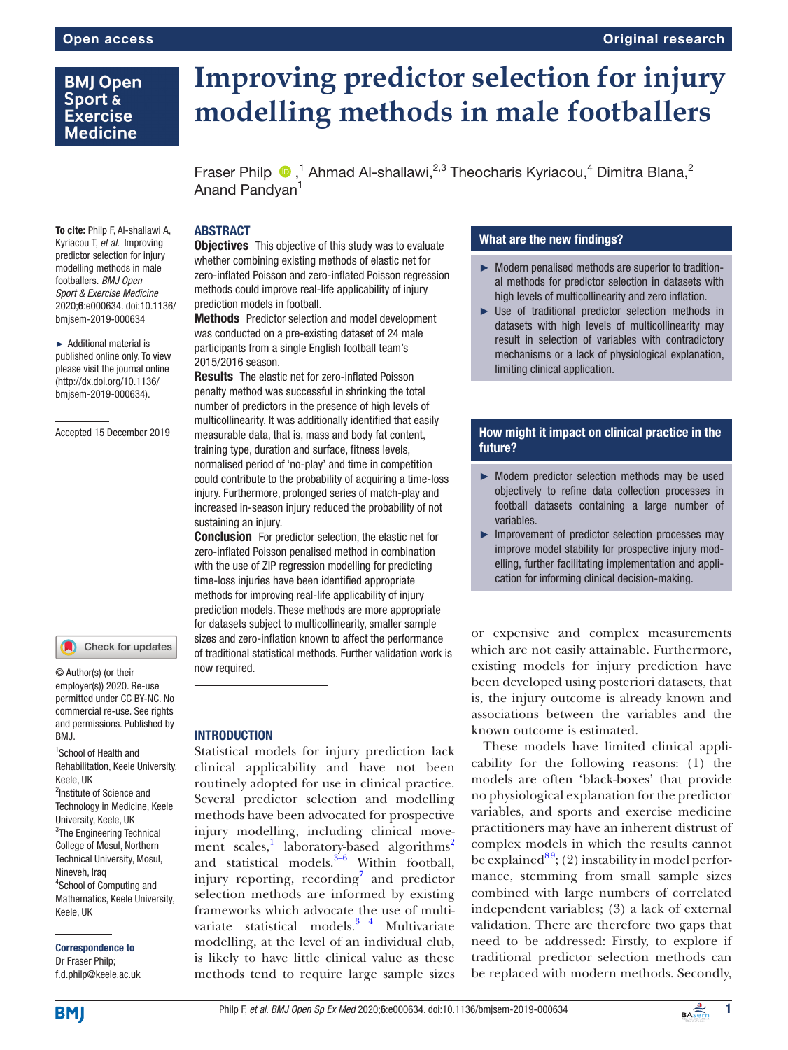# Improving predictor selection for injury modelling methods in male footballers

Fraser Philp,[1] Ahmad Al-shallawi,[2,3] Theocharis Kyriacou,[4] Dimitra Blana,[2] Anand Pandyan[1]

**To cite:** Philp F, Al-shallawi A, Kyriacou T, *et al*. Improving predictor selection for injury modelling methods in male footballers. *BMJ Open Sport & Exercise Medicine* 2020;**6**:e000634. doi:10.1136/bmjsem-2019-000634

► Additional material is published online only. To view please visit the journal online (http://dx.doi.org/10.1136/bmjsem-2019-000634).

Accepted 15 December 2019

© Author(s) (or their employer(s)) 2020. Re-use permitted under CC BY-NC. No commercial re-use. See rights and permissions. Published by BMJ.

[1]School of Health and Rehabilitation, Keele University, Keele, UK
[2]Institute of Science and Technology in Medicine, Keele University, Keele, UK
[3]The Engineering Technical College of Mosul, Northern Technical University, Mosul, Nineveh, Iraq
[4]School of Computing and Mathematics, Keele University, Keele, UK

**Correspondence to**
Dr Fraser Philp;
f.d.philp@keele.ac.uk

## ABSTRACT

**Objectives** This objective of this study was to evaluate whether combining existing methods of elastic net for zero-inflated Poisson and zero-inflated Poisson regression methods could improve real-life applicability of injury prediction models in football.

**Methods** Predictor selection and model development was conducted on a pre-existing dataset of 24 male participants from a single English football team's 2015/2016 season.

**Results** The elastic net for zero-inflated Poisson penalty method was successful in shrinking the total number of predictors in the presence of high levels of multicollinearity. It was additionally identified that easily measurable data, that is, mass and body fat content, training type, duration and surface, fitness levels, normalised period of 'no-play' and time in competition could contribute to the probability of acquiring a time-loss injury. Furthermore, prolonged series of match-play and increased in-season injury reduced the probability of not sustaining an injury.

**Conclusion** For predictor selection, the elastic net for zero-inflated Poisson penalised method in combination with the use of ZIP regression modelling for predicting time-loss injuries have been identified appropriate methods for improving real-life applicability of injury prediction models. These methods are more appropriate for datasets subject to multicollinearity, smaller sample sizes and zero-inflation known to affect the performance of traditional statistical methods. Further validation work is now required.

### What are the new findings?

- ► Modern penalised methods are superior to traditional methods for predictor selection in datasets with high levels of multicollinearity and zero inflation.
- ► Use of traditional predictor selection methods in datasets with high levels of multicollinearity may result in selection of variables with contradictory mechanisms or a lack of physiological explanation, limiting clinical application.

### How might it impact on clinical practice in the future?

- ► Modern predictor selection methods may be used objectively to refine data collection processes in football datasets containing a large number of variables.
- ► Improvement of predictor selection processes may improve model stability for prospective injury modelling, further facilitating implementation and application for informing clinical decision-making.

## INTRODUCTION

Statistical models for injury prediction lack clinical applicability and have not been routinely adopted for use in clinical practice. Several predictor selection and modelling methods have been advocated for prospective injury modelling, including clinical movement scales,[1] laboratory-based algorithms[2] and statistical models.[3–6] Within football, injury reporting, recording[7] and predictor selection methods are informed by existing frameworks which advocate the use of multivariate statistical models.[3 4] Multivariate modelling, at the level of an individual club, is likely to have little clinical value as these methods tend to require large sample sizes or expensive and complex measurements which are not easily attainable. Furthermore, existing models for injury prediction have been developed using posteriori datasets, that is, the injury outcome is already known and associations between the variables and the known outcome is estimated.

These models have limited clinical applicability for the following reasons: (1) the models are often 'black-boxes' that provide no physiological explanation for the predictor variables, and sports and exercise medicine practitioners may have an inherent distrust of complex models in which the results cannot be explained[8 9]; (2) instability in model performance, stemming from small sample sizes combined with large numbers of correlated independent variables; (3) a lack of external validation. There are therefore two gaps that need to be addressed: Firstly, to explore if traditional predictor selection methods can be replaced with modern methods. Secondly,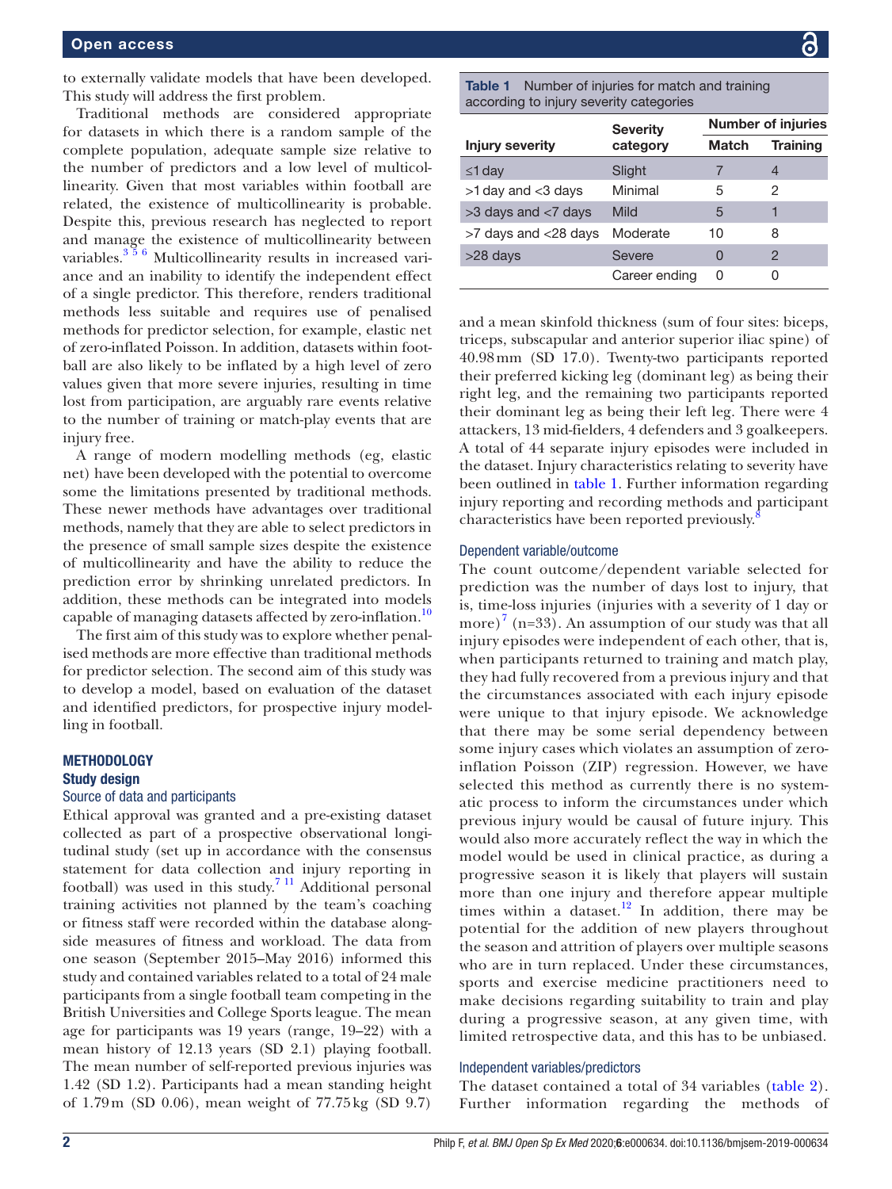to externally validate models that have been developed. This study will address the first problem.

Traditional methods are considered appropriate for datasets in which there is a random sample of the complete population, adequate sample size relative to the number of predictors and a low level of multicollinearity. Given that most variables within football are related, the existence of multicollinearity is probable. Despite this, previous research has neglected to report and manage the existence of multicollinearity between variables.[3 5 6] Multicollinearity results in increased variance and an inability to identify the independent effect of a single predictor. This therefore, renders traditional methods less suitable and requires use of penalised methods for predictor selection, for example, elastic net of zero-inflated Poisson. In addition, datasets within football are also likely to be inflated by a high level of zero values given that more severe injuries, resulting in time lost from participation, are arguably rare events relative to the number of training or match-play events that are injury free.

A range of modern modelling methods (eg, elastic net) have been developed with the potential to overcome some the limitations presented by traditional methods. These newer methods have advantages over traditional methods, namely that they are able to select predictors in the presence of small sample sizes despite the existence of multicollinearity and have the ability to reduce the prediction error by shrinking unrelated predictors. In addition, these methods can be integrated into models capable of managing datasets affected by zero-inflation.[10]

The first aim of this study was to explore whether penalised methods are more effective than traditional methods for predictor selection. The second aim of this study was to develop a model, based on evaluation of the dataset and identified predictors, for prospective injury modelling in football.

## METHODOLOGY

### Study design

#### Source of data and participants

Ethical approval was granted and a pre-existing dataset collected as part of a prospective observational longitudinal study (set up in accordance with the consensus statement for data collection and injury reporting in football) was used in this study.[7 11] Additional personal training activities not planned by the team's coaching or fitness staff were recorded within the database alongside measures of fitness and workload. The data from one season (September 2015–May 2016) informed this study and contained variables related to a total of 24 male participants from a single football team competing in the British Universities and College Sports league. The mean age for participants was 19 years (range, 19–22) with a mean history of 12.13 years (SD 2.1) playing football. The mean number of self-reported previous injuries was 1.42 (SD 1.2). Participants had a mean standing height of 1.79 m (SD 0.06), mean weight of 77.75 kg (SD 9.7) and a mean skinfold thickness (sum of four sites: biceps, triceps, subscapular and anterior superior iliac spine) of 40.98 mm (SD 17.0). Twenty-two participants reported their preferred kicking leg (dominant leg) as being their right leg, and the remaining two participants reported their dominant leg as being their left leg. There were 4 attackers, 13 mid-fielders, 4 defenders and 3 goalkeepers. A total of 44 separate injury episodes were included in the dataset. Injury characteristics relating to severity have been outlined in table 1. Further information regarding injury reporting and recording methods and participant characteristics have been reported previously.[8]

**Table 1** Number of injuries for match and training according to injury severity categories

| Injury severity | Severity category | Number of injuries | |
|---|---|---|---|
| | | Match | Training |
| ≤1 day | Slight | 7 | 4 |
| >1 day and <3 days | Minimal | 5 | 2 |
| >3 days and <7 days | Mild | 5 | 1 |
| >7 days and <28 days | Moderate | 10 | 8 |
| >28 days | Severe | 0 | 2 |
| | Career ending | 0 | 0 |

#### Dependent variable/outcome

The count outcome/dependent variable selected for prediction was the number of days lost to injury, that is, time-loss injuries (injuries with a severity of 1 day or more)[7] (n=33). An assumption of our study was that all injury episodes were independent of each other, that is, when participants returned to training and match play, they had fully recovered from a previous injury and that the circumstances associated with each injury episode were unique to that injury episode. We acknowledge that there may be some serial dependency between some injury cases which violates an assumption of zero-inflation Poisson (ZIP) regression. However, we have selected this method as currently there is no systematic process to inform the circumstances under which previous injury would be causal of future injury. This would also more accurately reflect the way in which the model would be used in clinical practice, as during a progressive season it is likely that players will sustain more than one injury and therefore appear multiple times within a dataset.[12] In addition, there may be potential for the addition of new players throughout the season and attrition of players over multiple seasons who are in turn replaced. Under these circumstances, sports and exercise medicine practitioners need to make decisions regarding suitability to train and play during a progressive season, at any given time, with limited retrospective data, and this has to be unbiased.

#### Independent variables/predictors

The dataset contained a total of 34 variables (table 2). Further information regarding the methods of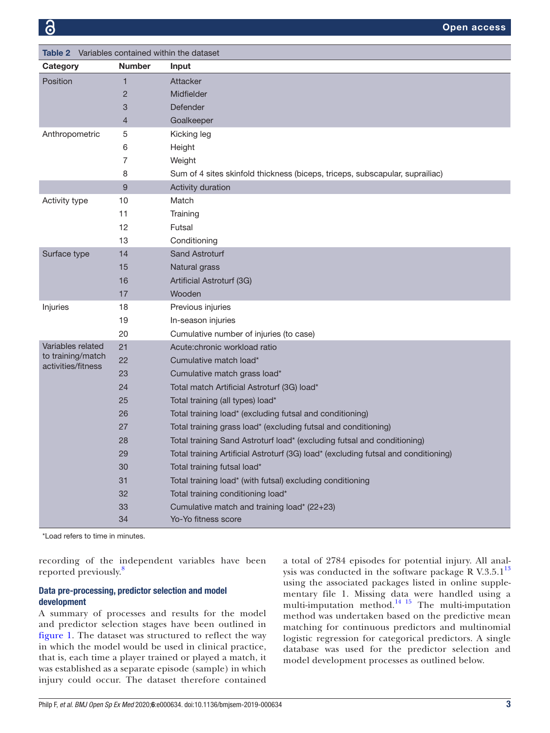**Table 2** Variables contained within the dataset

| Category | Number | Input |
|---|---|---|
| Position | 1 | Attacker |
| | 2 | Midfielder |
| | 3 | Defender |
| | 4 | Goalkeeper |
| Anthropometric | 5 | Kicking leg |
| | 6 | Height |
| | 7 | Weight |
| | 8 | Sum of 4 sites skinfold thickness (biceps, triceps, subscapular, suprailiac) |
| | 9 | Activity duration |
| Activity type | 10 | Match |
| | 11 | Training |
| | 12 | Futsal |
| | 13 | Conditioning |
| Surface type | 14 | Sand Astroturf |
| | 15 | Natural grass |
| | 16 | Artificial Astroturf (3G) |
| | 17 | Wooden |
| Injuries | 18 | Previous injuries |
| | 19 | In-season injuries |
| | 20 | Cumulative number of injuries (to case) |
| Variables related to training/match activities/fitness | 21 | Acute:chronic workload ratio |
| | 22 | Cumulative match load* |
| | 23 | Cumulative match grass load* |
| | 24 | Total match Artificial Astroturf (3G) load* |
| | 25 | Total training (all types) load* |
| | 26 | Total training load* (excluding futsal and conditioning) |
| | 27 | Total training grass load* (excluding futsal and conditioning) |
| | 28 | Total training Sand Astroturf load* (excluding futsal and conditioning) |
| | 29 | Total training Artificial Astroturf (3G) load* (excluding futsal and conditioning) |
| | 30 | Total training futsal load* |
| | 31 | Total training load* (with futsal) excluding conditioning |
| | 32 | Total training conditioning load* |
| | 33 | Cumulative match and training load* (22+23) |
| | 34 | Yo-Yo fitness score |

*Load refers to time in minutes.

recording of the independent variables have been reported previously.[8]

### Data pre-processing, predictor selection and model development

A summary of processes and results for the model and predictor selection stages have been outlined in figure 1. The dataset was structured to reflect the way in which the model would be used in clinical practice, that is, each time a player trained or played a match, it was established as a separate episode (sample) in which injury could occur. The dataset therefore contained a total of 2784 episodes for potential injury. All analysis was conducted in the software package R V.3.5.1[13] using the associated packages listed in online supplementary file 1. Missing data were handled using a multi-imputation method.[14 15] The multi-imputation method was undertaken based on the predictive mean matching for continuous predictors and multinomial logistic regression for categorical predictors. A single database was used for the predictor selection and model development processes as outlined below.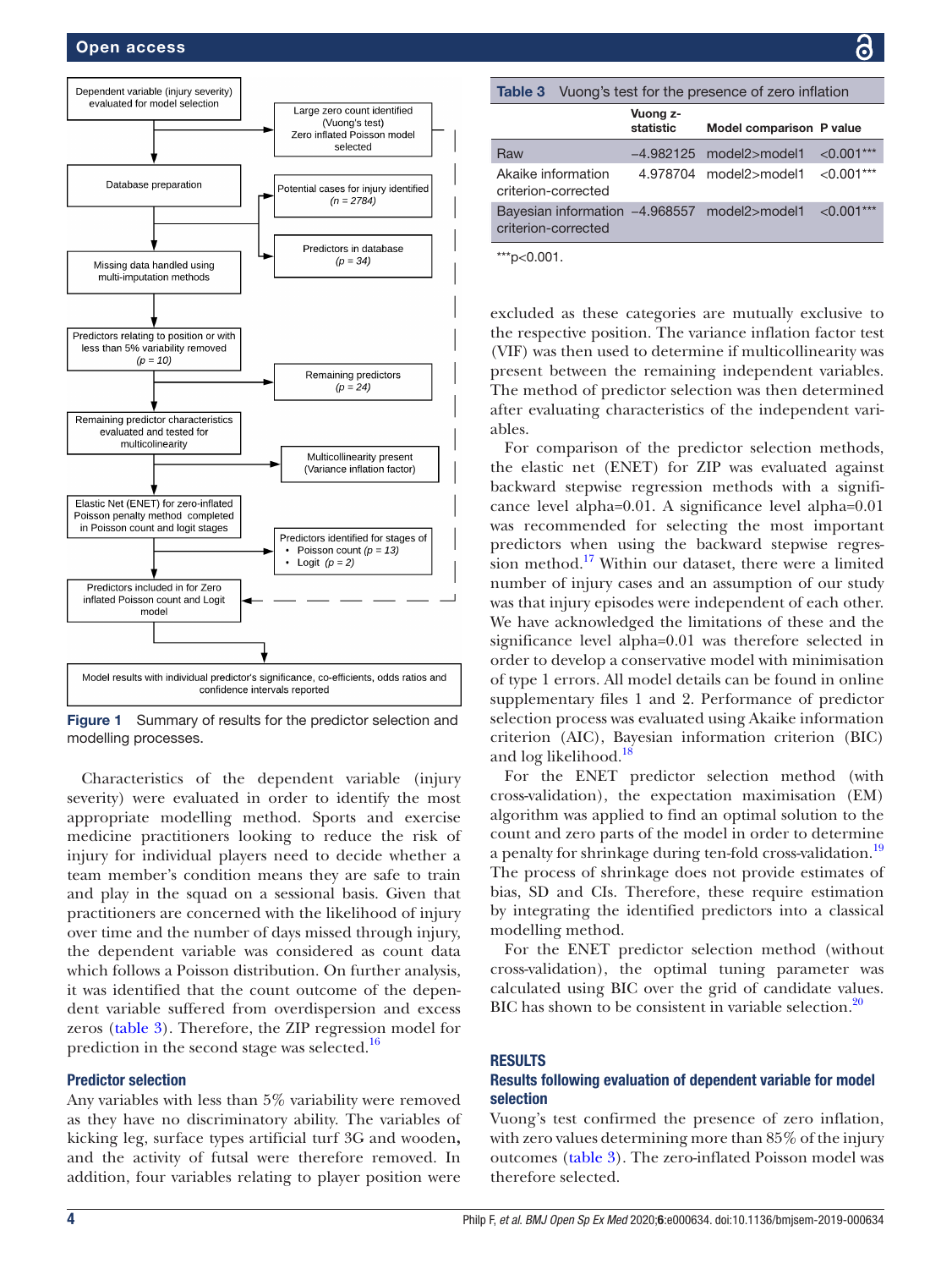Dependent variable (injury severity) evaluated for model selection

Large zero count identified (Vuong's test) Zero inflated Poisson model selected

Database preparation

Potential cases for injury identified (*n = 2784*)

Missing data handled using multi-imputation methods

Predictors in database (*p = 34*)

Predictors relating to position or with less than 5% variability removed (*p = 10*)

Remaining predictors (*p = 24*)

Remaining predictor characteristics evaluated and tested for multicolinearity

Multicollinearity present (Variance inflation factor)

Elastic Net (ENET) for zero-inflated Poisson penalty method completed in Poisson count and logit stages

Predictors identified for stages of
- Poisson count (*p = 13*)
- Logit (*p = 2*)

Predictors included in for Zero inflated Poisson count and Logit model

Model results with individual predictor's significance, co-efficients, odds ratios and confidence intervals reported

**Figure 1** Summary of results for the predictor selection and modelling processes.

Characteristics of the dependent variable (injury severity) were evaluated in order to identify the most appropriate modelling method. Sports and exercise medicine practitioners looking to reduce the risk of injury for individual players need to decide whether a team member's condition means they are safe to train and play in the squad on a sessional basis. Given that practitioners are concerned with the likelihood of injury over time and the number of days missed through injury, the dependent variable was considered as count data which follows a Poisson distribution. On further analysis, it was identified that the count outcome of the dependent variable suffered from overdispersion and excess zeros (table 3). Therefore, the ZIP regression model for prediction in the second stage was selected.[16]

### Predictor selection

Any variables with less than 5% variability were removed as they have no discriminatory ability. The variables of kicking leg, surface types artificial turf 3G and wooden, and the activity of futsal were therefore removed. In addition, four variables relating to player position were excluded as these categories are mutually exclusive to the respective position. The variance inflation factor test (VIF) was then used to determine if multicollinearity was present between the remaining independent variables. The method of predictor selection was then determined after evaluating characteristics of the independent variables.

**Table 3** Vuong's test for the presence of zero inflation

| | Vuong z-statistic | Model comparison | P value |
|---|---|---|---|
| Raw | −4.982125 | model2>model1 | <0.001*** |
| Akaike information criterion-corrected | 4.978704 | model2>model1 | <0.001*** |
| Bayesian information criterion-corrected | −4.968557 | model2>model1 | <0.001*** |

***p<0.001.

For comparison of the predictor selection methods, the elastic net (ENET) for ZIP was evaluated against backward stepwise regression methods with a significance level alpha=0.01. A significance level alpha=0.01 was recommended for selecting the most important predictors when using the backward stepwise regression method.[17] Within our dataset, there were a limited number of injury cases and an assumption of our study was that injury episodes were independent of each other. We have acknowledged the limitations of these and the significance level alpha=0.01 was therefore selected in order to develop a conservative model with minimisation of type 1 errors. All model details can be found in online supplementary files 1 and 2. Performance of predictor selection process was evaluated using Akaike information criterion (AIC), Bayesian information criterion (BIC) and log likelihood.[18]

For the ENET predictor selection method (with cross-validation), the expectation maximisation (EM) algorithm was applied to find an optimal solution to the count and zero parts of the model in order to determine a penalty for shrinkage during ten-fold cross-validation.[19] The process of shrinkage does not provide estimates of bias, SD and CIs. Therefore, these require estimation by integrating the identified predictors into a classical modelling method.

For the ENET predictor selection method (without cross-validation), the optimal tuning parameter was calculated using BIC over the grid of candidate values. BIC has shown to be consistent in variable selection.[20]

## RESULTS

### Results following evaluation of dependent variable for model selection

Vuong's test confirmed the presence of zero inflation, with zero values determining more than 85% of the injury outcomes (table 3). The zero-inflated Poisson model was therefore selected.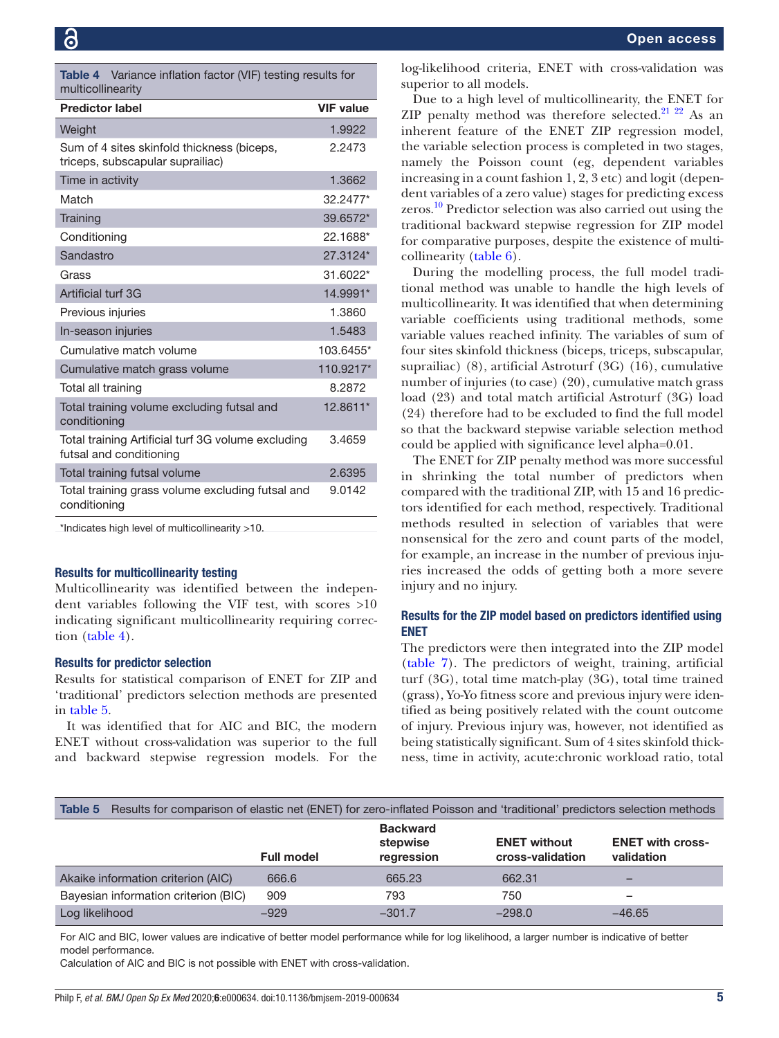**Table 4** Variance inflation factor (VIF) testing results for multicollinearity

| Predictor label | VIF value |
|---|---|
| Weight | 1.9922 |
| Sum of 4 sites skinfold thickness (biceps, triceps, subscapular suprailiac) | 2.2473 |
| Time in activity | 1.3662 |
| Match | 32.2477* |
| Training | 39.6572* |
| Conditioning | 22.1688* |
| Sandastro | 27.3124* |
| Grass | 31.6022* |
| Artificial turf 3G | 14.9991* |
| Previous injuries | 1.3860 |
| In-season injuries | 1.5483 |
| Cumulative match volume | 103.6455* |
| Cumulative match grass volume | 110.9217* |
| Total all training | 8.2872 |
| Total training volume excluding futsal and conditioning | 12.8611* |
| Total training Artificial turf 3G volume excluding futsal and conditioning | 3.4659 |
| Total training futsal volume | 2.6395 |
| Total training grass volume excluding futsal and conditioning | 9.0142 |

*Indicates high level of multicollinearity >10.

### Results for multicollinearity testing

Multicollinearity was identified between the independent variables following the VIF test, with scores >10 indicating significant multicollinearity requiring correction (table 4).

### Results for predictor selection

Results for statistical comparison of ENET for ZIP and 'traditional' predictors selection methods are presented in table 5.

It was identified that for AIC and BIC, the modern ENET without cross-validation was superior to the full and backward stepwise regression models. For the log-likelihood criteria, ENET with cross-validation was superior to all models.

Due to a high level of multicollinearity, the ENET for ZIP penalty method was therefore selected.[21 22] As an inherent feature of the ENET ZIP regression model, the variable selection process is completed in two stages, namely the Poisson count (eg, dependent variables increasing in a count fashion 1, 2, 3 etc) and logit (dependent variables of a zero value) stages for predicting excess zeros.[10] Predictor selection was also carried out using the traditional backward stepwise regression for ZIP model for comparative purposes, despite the existence of multicollinearity (table 6).

During the modelling process, the full model traditional method was unable to handle the high levels of multicollinearity. It was identified that when determining variable coefficients using traditional methods, some variable values reached infinity. The variables of sum of four sites skinfold thickness (biceps, triceps, subscapular, suprailiac) (8), artificial Astroturf (3G) (16), cumulative number of injuries (to case) (20), cumulative match grass load (23) and total match artificial Astroturf (3G) load (24) therefore had to be excluded to find the full model so that the backward stepwise variable selection method could be applied with significance level alpha=0.01.

The ENET for ZIP penalty method was more successful in shrinking the total number of predictors when compared with the traditional ZIP, with 15 and 16 predictors identified for each method, respectively. Traditional methods resulted in selection of variables that were nonsensical for the zero and count parts of the model, for example, an increase in the number of previous injuries increased the odds of getting both a more severe injury and no injury.

### Results for the ZIP model based on predictors identified using ENET

The predictors were then integrated into the ZIP model (table 7). The predictors of weight, training, artificial turf (3G), total time match-play (3G), total time trained (grass), Yo-Yo fitness score and previous injury were identified as being positively related with the count outcome of injury. Previous injury was, however, not identified as being statistically significant. Sum of 4 sites skinfold thickness, time in activity, acute:chronic workload ratio, total

**Table 5** Results for comparison of elastic net (ENET) for zero-inflated Poisson and 'traditional' predictors selection methods

| | Full model | Backward stepwise regression | ENET without cross-validation | ENET with cross-validation |
|---|---|---|---|---|
| Akaike information criterion (AIC) | 666.6 | 665.23 | 662.31 | – |
| Bayesian information criterion (BIC) | 909 | 793 | 750 | – |
| Log likelihood | −929 | −301.7 | −298.0 | −46.65 |

For AIC and BIC, lower values are indicative of better model performance while for log likelihood, a larger number is indicative of better model performance.
Calculation of AIC and BIC is not possible with ENET with cross-validation.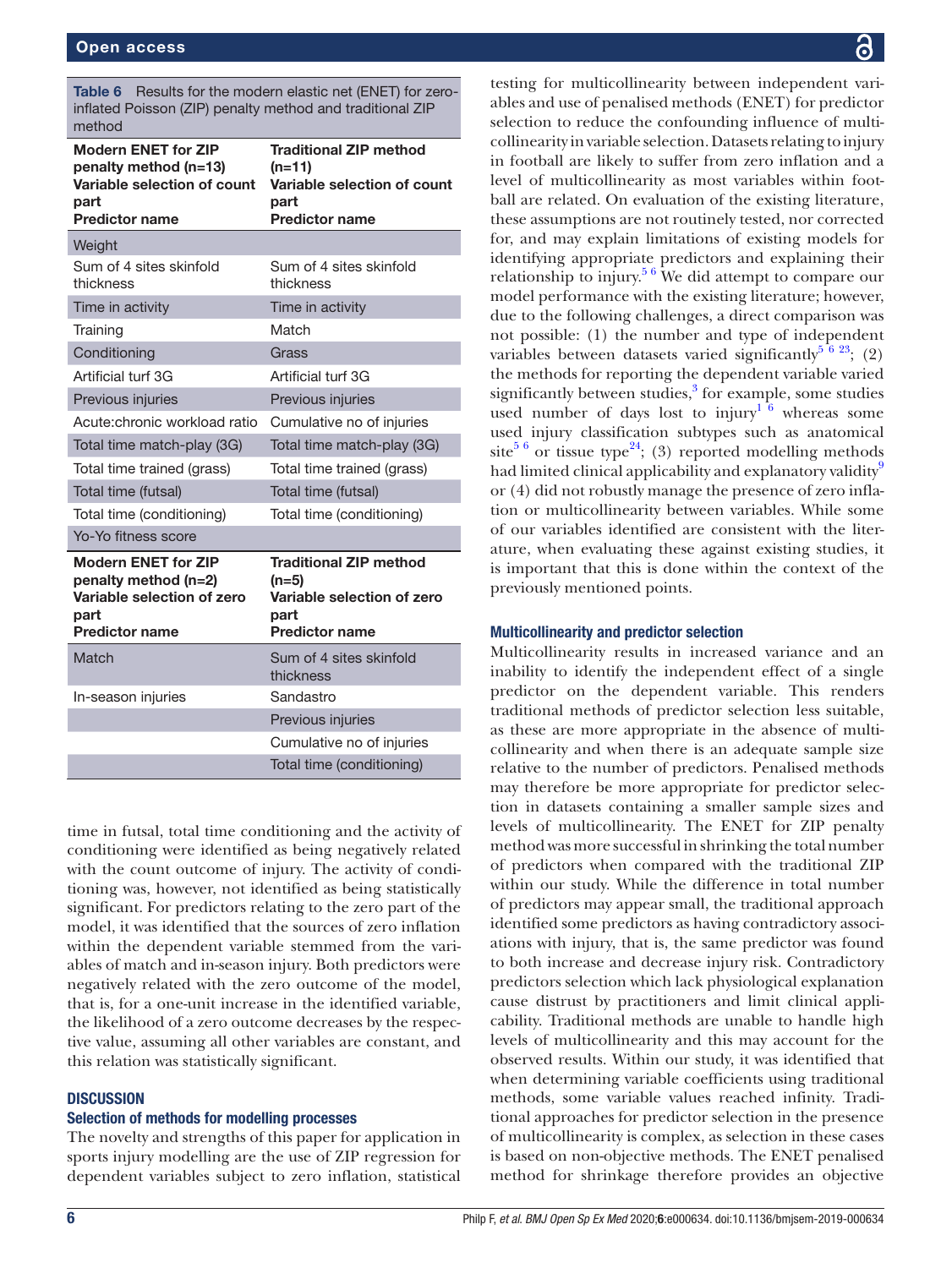**Table 6** Results for the modern elastic net (ENET) for zero-inflated Poisson (ZIP) penalty method and traditional ZIP method

| Modern ENET for ZIP penalty method (n=13) Variable selection of count part Predictor name | Traditional ZIP method (n=11) Variable selection of count part Predictor name |
|---|---|
| Weight | |
| Sum of 4 sites skinfold thickness | Sum of 4 sites skinfold thickness |
| Time in activity | Time in activity |
| Training | Match |
| Conditioning | Grass |
| Artificial turf 3G | Artificial turf 3G |
| Previous injuries | Previous injuries |
| Acute:chronic workload ratio | Cumulative no of injuries |
| Total time match-play (3G) | Total time match-play (3G) |
| Total time trained (grass) | Total time trained (grass) |
| Total time (futsal) | Total time (futsal) |
| Total time (conditioning) | Total time (conditioning) |
| Yo-Yo fitness score | |
| **Modern ENET for ZIP penalty method (n=2) Variable selection of zero part Predictor name** | **Traditional ZIP method (n=5) Variable selection of zero part Predictor name** |
| Match | Sum of 4 sites skinfold thickness |
| In-season injuries | Sandastro |
| | Previous injuries |
| | Cumulative no of injuries |
| | Total time (conditioning) |

time in futsal, total time conditioning and the activity of conditioning were identified as being negatively related with the count outcome of injury. The activity of conditioning was, however, not identified as being statistically significant. For predictors relating to the zero part of the model, it was identified that the sources of zero inflation within the dependent variable stemmed from the variables of match and in-season injury. Both predictors were negatively related with the zero outcome of the model, that is, for a one-unit increase in the identified variable, the likelihood of a zero outcome decreases by the respective value, assuming all other variables are constant, and this relation was statistically significant.

## DISCUSSION

### Selection of methods for modelling processes

The novelty and strengths of this paper for application in sports injury modelling are the use of ZIP regression for dependent variables subject to zero inflation, statistical testing for multicollinearity between independent variables and use of penalised methods (ENET) for predictor selection to reduce the confounding influence of multicollinearity in variable selection. Datasets relating to injury in football are likely to suffer from zero inflation and a level of multicollinearity as most variables within football are related. On evaluation of the existing literature, these assumptions are not routinely tested, nor corrected for, and may explain limitations of existing models for identifying appropriate predictors and explaining their relationship to injury.[5,6] We did attempt to compare our model performance with the existing literature; however, due to the following challenges, a direct comparison was not possible: (1) the number and type of independent variables between datasets varied significantly[5,6,23]; (2) the methods for reporting the dependent variable varied significantly between studies,[3] for example, some studies used number of days lost to injury[1,6] whereas some used injury classification subtypes such as anatomical site[5,6] or tissue type[24]; (3) reported modelling methods had limited clinical applicability and explanatory validity[9] or (4) did not robustly manage the presence of zero inflation or multicollinearity between variables. While some of our variables identified are consistent with the literature, when evaluating these against existing studies, it is important that this is done within the context of the previously mentioned points.

### Multicollinearity and predictor selection

Multicollinearity results in increased variance and an inability to identify the independent effect of a single predictor on the dependent variable. This renders traditional methods of predictor selection less suitable, as these are more appropriate in the absence of multicollinearity and when there is an adequate sample size relative to the number of predictors. Penalised methods may therefore be more appropriate for predictor selection in datasets containing a smaller sample sizes and levels of multicollinearity. The ENET for ZIP penalty method was more successful in shrinking the total number of predictors when compared with the traditional ZIP within our study. While the difference in total number of predictors may appear small, the traditional approach identified some predictors as having contradictory associations with injury, that is, the same predictor was found to both increase and decrease injury risk. Contradictory predictors selection which lack physiological explanation cause distrust by practitioners and limit clinical applicability. Traditional methods are unable to handle high levels of multicollinearity and this may account for the observed results. Within our study, it was identified that when determining variable coefficients using traditional methods, some variable values reached infinity. Traditional approaches for predictor selection in the presence of multicollinearity is complex, as selection in these cases is based on non-objective methods. The ENET penalised method for shrinkage therefore provides an objective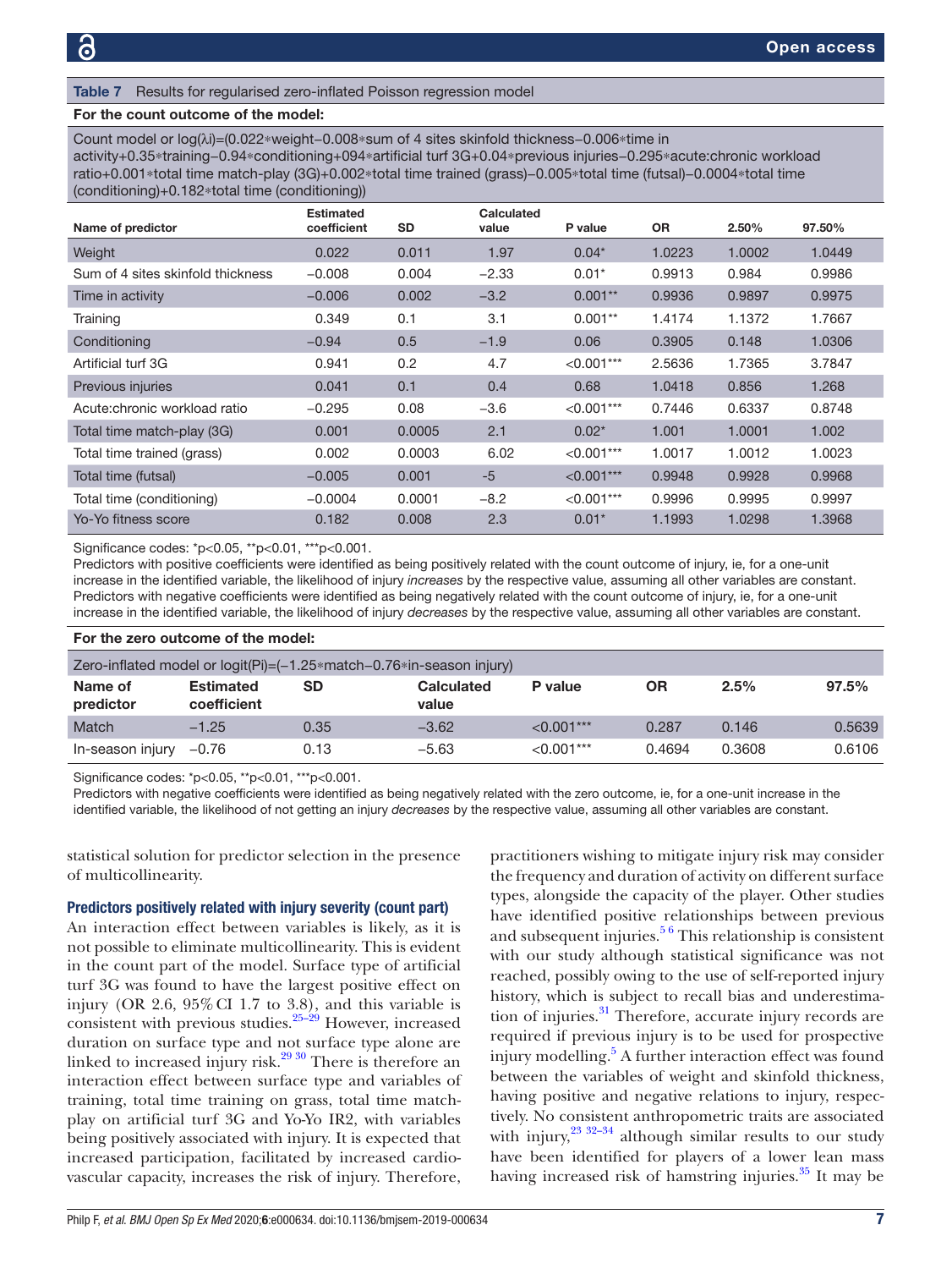**Table 7** Results for regularised zero-inflated Poisson regression model

**For the count outcome of the model:**

Count model or log(λi)=(0.022∗weight−0.008∗sum of 4 sites skinfold thickness−0.006∗time in activity+0.35∗training−0.94∗conditioning+094∗artificial turf 3G+0.04∗previous injuries−0.295∗acute:chronic workload ratio+0.001∗total time match-play (3G)+0.002∗total time trained (grass)−0.005∗total time (futsal)−0.0004∗total time (conditioning)+0.182∗total time (conditioning))

| Name of predictor | Estimated coefficient | SD | Calculated value | P value | OR | 2.50% | 97.50% |
|---|---|---|---|---|---|---|---|
| Weight | 0.022 | 0.011 | 1.97 | 0.04* | 1.0223 | 1.0002 | 1.0449 |
| Sum of 4 sites skinfold thickness | −0.008 | 0.004 | −2.33 | 0.01* | 0.9913 | 0.984 | 0.9986 |
| Time in activity | −0.006 | 0.002 | −3.2 | 0.001** | 0.9936 | 0.9897 | 0.9975 |
| Training | 0.349 | 0.1 | 3.1 | 0.001** | 1.4174 | 1.1372 | 1.7667 |
| Conditioning | −0.94 | 0.5 | −1.9 | 0.06 | 0.3905 | 0.148 | 1.0306 |
| Artificial turf 3G | 0.941 | 0.2 | 4.7 | <0.001*** | 2.5636 | 1.7365 | 3.7847 |
| Previous injuries | 0.041 | 0.1 | 0.4 | 0.68 | 1.0418 | 0.856 | 1.268 |
| Acute:chronic workload ratio | −0.295 | 0.08 | −3.6 | <0.001*** | 0.7446 | 0.6337 | 0.8748 |
| Total time match-play (3G) | 0.001 | 0.0005 | 2.1 | 0.02* | 1.001 | 1.0001 | 1.002 |
| Total time trained (grass) | 0.002 | 0.0003 | 6.02 | <0.001*** | 1.0017 | 1.0012 | 1.0023 |
| Total time (futsal) | −0.005 | 0.001 | -5 | <0.001*** | 0.9948 | 0.9928 | 0.9968 |
| Total time (conditioning) | −0.0004 | 0.0001 | −8.2 | <0.001*** | 0.9996 | 0.9995 | 0.9997 |
| Yo-Yo fitness score | 0.182 | 0.008 | 2.3 | 0.01* | 1.1993 | 1.0298 | 1.3968 |

Significance codes: *p<0.05, **p<0.01, ***p<0.001.
Predictors with positive coefficients were identified as being positively related with the count outcome of injury, ie, for a one-unit increase in the identified variable, the likelihood of injury *increases* by the respective value, assuming all other variables are constant. Predictors with negative coefficients were identified as being negatively related with the count outcome of injury, ie, for a one-unit increase in the identified variable, the likelihood of injury *decreases* by the respective value, assuming all other variables are constant.

**For the zero outcome of the model:**

Zero-inflated model or logit(Pi)=(−1.25∗match−0.76∗in-season injury)

| Name of predictor | Estimated coefficient | SD | Calculated value | P value | OR | 2.5% | 97.5% |
|---|---|---|---|---|---|---|---|
| Match | −1.25 | 0.35 | −3.62 | <0.001*** | 0.287 | 0.146 | 0.5639 |
| In-season injury | −0.76 | 0.13 | −5.63 | <0.001*** | 0.4694 | 0.3608 | 0.6106 |

Significance codes: *p<0.05, **p<0.01, ***p<0.001.
Predictors with negative coefficients were identified as being negatively related with the zero outcome, ie, for a one-unit increase in the identified variable, the likelihood of not getting an injury *decreases* by the respective value, assuming all other variables are constant.

statistical solution for predictor selection in the presence of multicollinearity.

### Predictors positively related with injury severity (count part)

An interaction effect between variables is likely, as it is not possible to eliminate multicollinearity. This is evident in the count part of the model. Surface type of artificial turf 3G was found to have the largest positive effect on injury (OR 2.6, 95% CI 1.7 to 3.8), and this variable is consistent with previous studies.[25–29] However, increased duration on surface type and not surface type alone are linked to increased injury risk.[29 30] There is therefore an interaction effect between surface type and variables of training, total time training on grass, total time match-play on artificial turf 3G and Yo-Yo IR2, with variables being positively associated with injury. It is expected that increased participation, facilitated by increased cardiovascular capacity, increases the risk of injury. Therefore, practitioners wishing to mitigate injury risk may consider the frequency and duration of activity on different surface types, alongside the capacity of the player. Other studies have identified positive relationships between previous and subsequent injuries.[5 6] This relationship is consistent with our study although statistical significance was not reached, possibly owing to the use of self-reported injury history, which is subject to recall bias and underestimation of injuries.[31] Therefore, accurate injury records are required if previous injury is to be used for prospective injury modelling.[5] A further interaction effect was found between the variables of weight and skinfold thickness, having positive and negative relations to injury, respectively. No consistent anthropometric traits are associated with injury,[23 32–34] although similar results to our study have been identified for players of a lower lean mass having increased risk of hamstring injuries.[35] It may be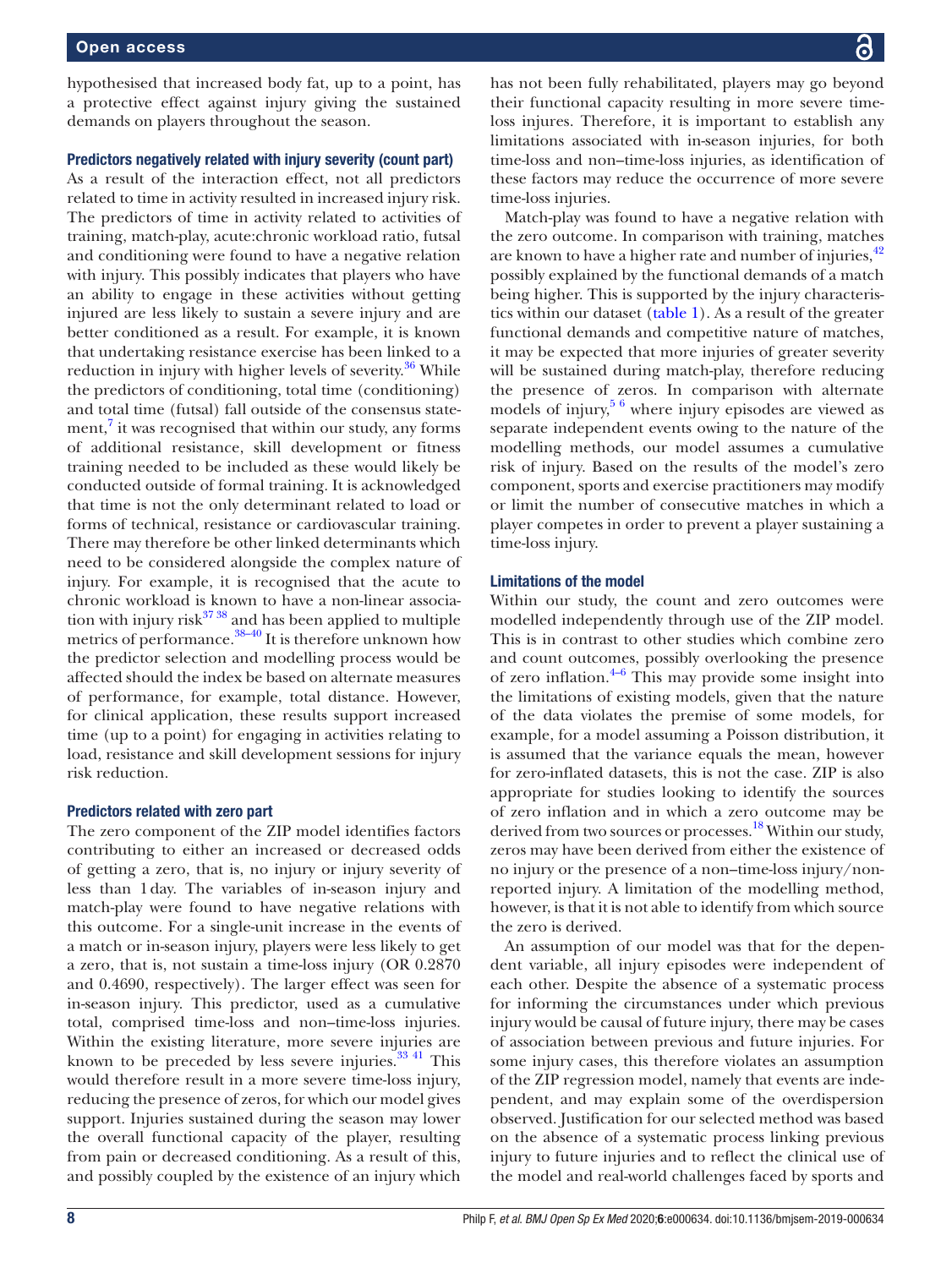hypothesised that increased body fat, up to a point, has a protective effect against injury giving the sustained demands on players throughout the season.

### Predictors negatively related with injury severity (count part)

As a result of the interaction effect, not all predictors related to time in activity resulted in increased injury risk. The predictors of time in activity related to activities of training, match-play, acute:chronic workload ratio, futsal and conditioning were found to have a negative relation with injury. This possibly indicates that players who have an ability to engage in these activities without getting injured are less likely to sustain a severe injury and are better conditioned as a result. For example, it is known that undertaking resistance exercise has been linked to a reduction in injury with higher levels of severity.[36] While the predictors of conditioning, total time (conditioning) and total time (futsal) fall outside of the consensus statement,[7] it was recognised that within our study, any forms of additional resistance, skill development or fitness training needed to be included as these would likely be conducted outside of formal training. It is acknowledged that time is not the only determinant related to load or forms of technical, resistance or cardiovascular training. There may therefore be other linked determinants which need to be considered alongside the complex nature of injury. For example, it is recognised that the acute to chronic workload is known to have a non-linear association with injury risk[37,38] and has been applied to multiple metrics of performance.[38–40] It is therefore unknown how the predictor selection and modelling process would be affected should the index be based on alternate measures of performance, for example, total distance. However, for clinical application, these results support increased time (up to a point) for engaging in activities relating to load, resistance and skill development sessions for injury risk reduction.

### Predictors related with zero part

The zero component of the ZIP model identifies factors contributing to either an increased or decreased odds of getting a zero, that is, no injury or injury severity of less than 1 day. The variables of in-season injury and match-play were found to have negative relations with this outcome. For a single-unit increase in the events of a match or in-season injury, players were less likely to get a zero, that is, not sustain a time-loss injury (OR 0.2870 and 0.4690, respectively). The larger effect was seen for in-season injury. This predictor, used as a cumulative total, comprised time-loss and non–time-loss injuries. Within the existing literature, more severe injuries are known to be preceded by less severe injuries.[33,41] This would therefore result in a more severe time-loss injury, reducing the presence of zeros, for which our model gives support. Injuries sustained during the season may lower the overall functional capacity of the player, resulting from pain or decreased conditioning. As a result of this, and possibly coupled by the existence of an injury which has not been fully rehabilitated, players may go beyond their functional capacity resulting in more severe time-loss injures. Therefore, it is important to establish any limitations associated with in-season injuries, for both time-loss and non–time-loss injuries, as identification of these factors may reduce the occurrence of more severe time-loss injuries.

Match-play was found to have a negative relation with the zero outcome. In comparison with training, matches are known to have a higher rate and number of injuries,[42] possibly explained by the functional demands of a match being higher. This is supported by the injury characteristics within our dataset (table 1). As a result of the greater functional demands and competitive nature of matches, it may be expected that more injuries of greater severity will be sustained during match-play, therefore reducing the presence of zeros. In comparison with alternate models of injury,[5,6] where injury episodes are viewed as separate independent events owing to the nature of the modelling methods, our model assumes a cumulative risk of injury. Based on the results of the model's zero component, sports and exercise practitioners may modify or limit the number of consecutive matches in which a player competes in order to prevent a player sustaining a time-loss injury.

### Limitations of the model

Within our study, the count and zero outcomes were modelled independently through use of the ZIP model. This is in contrast to other studies which combine zero and count outcomes, possibly overlooking the presence of zero inflation.[4–6] This may provide some insight into the limitations of existing models, given that the nature of the data violates the premise of some models, for example, for a model assuming a Poisson distribution, it is assumed that the variance equals the mean, however for zero-inflated datasets, this is not the case. ZIP is also appropriate for studies looking to identify the sources of zero inflation and in which a zero outcome may be derived from two sources or processes.[18] Within our study, zeros may have been derived from either the existence of no injury or the presence of a non–time-loss injury/non-reported injury. A limitation of the modelling method, however, is that it is not able to identify from which source the zero is derived.

An assumption of our model was that for the dependent variable, all injury episodes were independent of each other. Despite the absence of a systematic process for informing the circumstances under which previous injury would be causal of future injury, there may be cases of association between previous and future injuries. For some injury cases, this therefore violates an assumption of the ZIP regression model, namely that events are independent, and may explain some of the overdispersion observed. Justification for our selected method was based on the absence of a systematic process linking previous injury to future injuries and to reflect the clinical use of the model and real-world challenges faced by sports and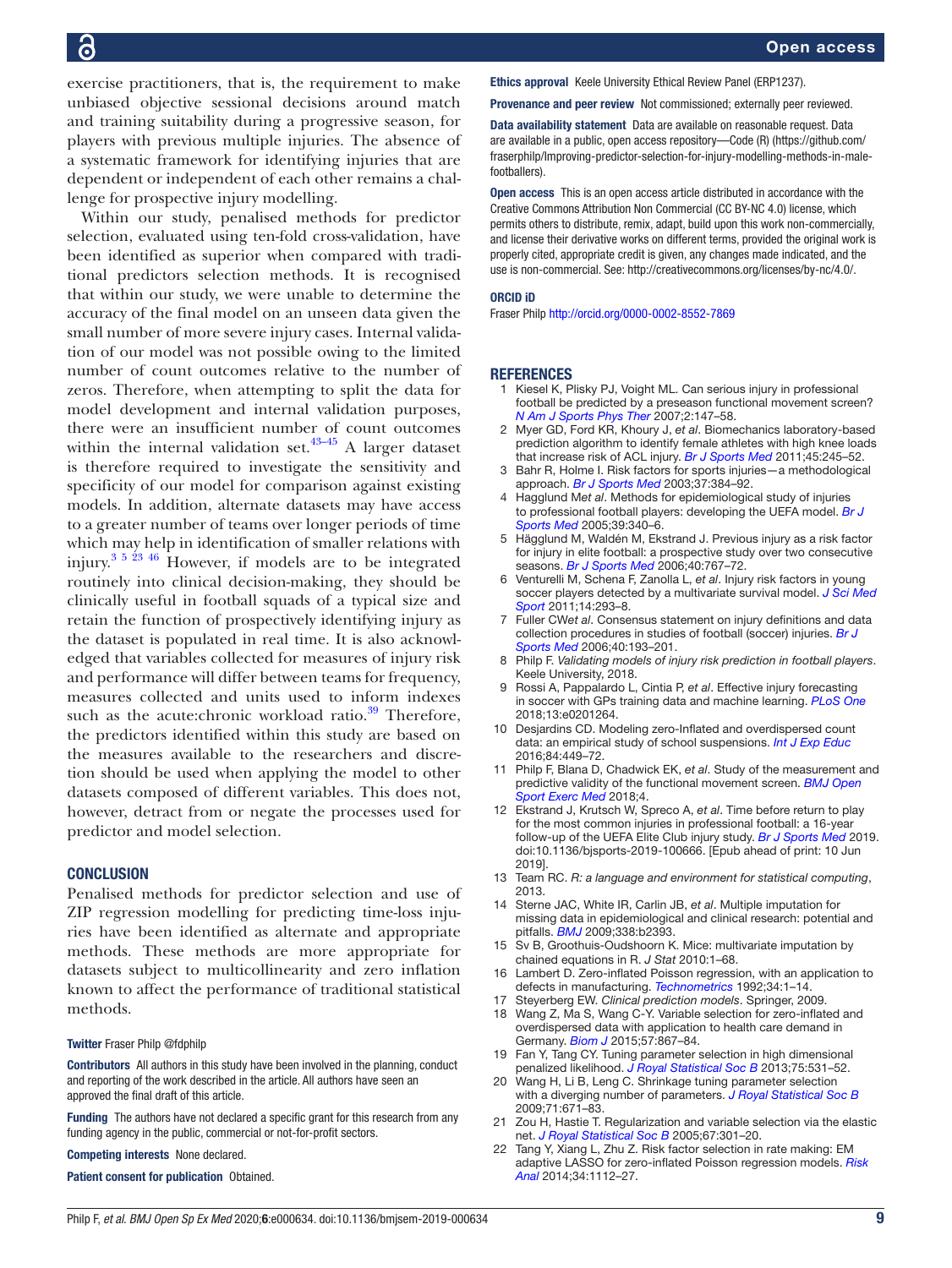exercise practitioners, that is, the requirement to make unbiased objective sessional decisions around match and training suitability during a progressive season, for players with previous multiple injuries. The absence of a systematic framework for identifying injuries that are dependent or independent of each other remains a challenge for prospective injury modelling.

Within our study, penalised methods for predictor selection, evaluated using ten-fold cross-validation, have been identified as superior when compared with traditional predictors selection methods. It is recognised that within our study, we were unable to determine the accuracy of the final model on an unseen data given the small number of more severe injury cases. Internal validation of our model was not possible owing to the limited number of count outcomes relative to the number of zeros. Therefore, when attempting to split the data for model development and internal validation purposes, there were an insufficient number of count outcomes within the internal validation set.[43–45] A larger dataset is therefore required to investigate the sensitivity and specificity of our model for comparison against existing models. In addition, alternate datasets may have access to a greater number of teams over longer periods of time which may help in identification of smaller relations with injury.[3 5 23 46] However, if models are to be integrated routinely into clinical decision-making, they should be clinically useful in football squads of a typical size and retain the function of prospectively identifying injury as the dataset is populated in real time. It is also acknowledged that variables collected for measures of injury risk and performance will differ between teams for frequency, measures collected and units used to inform indexes such as the acute:chronic workload ratio.[39] Therefore, the predictors identified within this study are based on the measures available to the researchers and discretion should be used when applying the model to other datasets composed of different variables. This does not, however, detract from or negate the processes used for predictor and model selection.

## CONCLUSION

Penalised methods for predictor selection and use of ZIP regression modelling for predicting time-loss injuries have been identified as alternate and appropriate methods. These methods are more appropriate for datasets subject to multicollinearity and zero inflation known to affect the performance of traditional statistical methods.

**Twitter** Fraser Philp @fdphilp

**Contributors** All authors in this study have been involved in the planning, conduct and reporting of the work described in the article. All authors have seen an approved the final draft of this article.

**Funding** The authors have not declared a specific grant for this research from any funding agency in the public, commercial or not-for-profit sectors.

**Competing interests** None declared.

**Patient consent for publication** Obtained.

**Ethics approval** Keele University Ethical Review Panel (ERP1237).

**Provenance and peer review** Not commissioned; externally peer reviewed.

**Data availability statement** Data are available on reasonable request. Data are available in a public, open access repository—Code (R) (https://github.com/fraserphilp/Improving-predictor-selection-for-injury-modelling-methods-in-male-footballers).

**Open access** This is an open access article distributed in accordance with the Creative Commons Attribution Non Commercial (CC BY-NC 4.0) license, which permits others to distribute, remix, adapt, build upon this work non-commercially, and license their derivative works on different terms, provided the original work is properly cited, appropriate credit is given, any changes made indicated, and the use is non-commercial. See: http://creativecommons.org/licenses/by-nc/4.0/.

**ORCID iD**

Fraser Philp http://orcid.org/0000-0002-8552-7869

## REFERENCES

1. Kiesel K, Plisky PJ, Voight ML. Can serious injury in professional football be predicted by a preseason functional movement screen? *N Am J Sports Phys Ther* 2007;2:147–58.
2. Myer GD, Ford KR, Khoury J, *et al*. Biomechanics laboratory-based prediction algorithm to identify female athletes with high knee loads that increase risk of ACL injury. *Br J Sports Med* 2011;45:245–52.
3. Bahr R, Holme I. Risk factors for sports injuries—a methodological approach. *Br J Sports Med* 2003;37:384–92.
4. Hagglund M*et al*. Methods for epidemiological study of injuries to professional football players: developing the UEFA model. *Br J Sports Med* 2005;39:340–6.
5. Hägglund M, Waldén M, Ekstrand J. Previous injury as a risk factor for injury in elite football: a prospective study over two consecutive seasons. *Br J Sports Med* 2006;40:767–72.
6. Venturelli M, Schena F, Zanolla L, *et al*. Injury risk factors in young soccer players detected by a multivariate survival model. *J Sci Med Sport* 2011;14:293–8.
7. Fuller CW*et al*. Consensus statement on injury definitions and data collection procedures in studies of football (soccer) injuries. *Br J Sports Med* 2006;40:193–201.
8. Philp F. *Validating models of injury risk prediction in football players*. Keele University, 2018.
9. Rossi A, Pappalardo L, Cintia P, *et al*. Effective injury forecasting in soccer with GPs training data and machine learning. *PLoS One* 2018;13:e0201264.
10. Desjardins CD. Modeling zero-Inflated and overdispersed count data: an empirical study of school suspensions. *Int J Exp Educ* 2016;84:449–72.
11. Philp F, Blana D, Chadwick EK, *et al*. Study of the measurement and predictive validity of the functional movement screen. *BMJ Open Sport Exerc Med* 2018;4.
12. Ekstrand J, Krutsch W, Spreco A, *et al*. Time before return to play for the most common injuries in professional football: a 16-year follow-up of the UEFA Elite Club injury study. *Br J Sports Med* 2019. doi:10.1136/bjsports-2019-100666. [Epub ahead of print: 10 Jun 2019].
13. Team RC. *R: a language and environment for statistical computing*, 2013.
14. Sterne JAC, White IR, Carlin JB, *et al*. Multiple imputation for missing data in epidemiological and clinical research: potential and pitfalls. *BMJ* 2009;338:b2393.
15. Sv B, Groothuis-Oudshoorn K. Mice: multivariate imputation by chained equations in R. *J Stat* 2010:1–68.
16. Lambert D. Zero-inflated Poisson regression, with an application to defects in manufacturing. *Technometrics* 1992;34:1–14.
17. Steyerberg EW. *Clinical prediction models*. Springer, 2009.
18. Wang Z, Ma S, Wang C-Y. Variable selection for zero-inflated and overdispersed data with application to health care demand in Germany. *Biom J* 2015;57:867–84.
19. Fan Y, Tang CY. Tuning parameter selection in high dimensional penalized likelihood. *J Royal Statistical Soc B* 2013;75:531–52.
20. Wang H, Li B, Leng C. Shrinkage tuning parameter selection with a diverging number of parameters. *J Royal Statistical Soc B* 2009;71:671–83.
21. Zou H, Hastie T. Regularization and variable selection via the elastic net. *J Royal Statistical Soc B* 2005;67:301–20.
22. Tang Y, Xiang L, Zhu Z. Risk factor selection in rate making: EM adaptive LASSO for zero-inflated Poisson regression models. *Risk Anal* 2014;34:1112–27.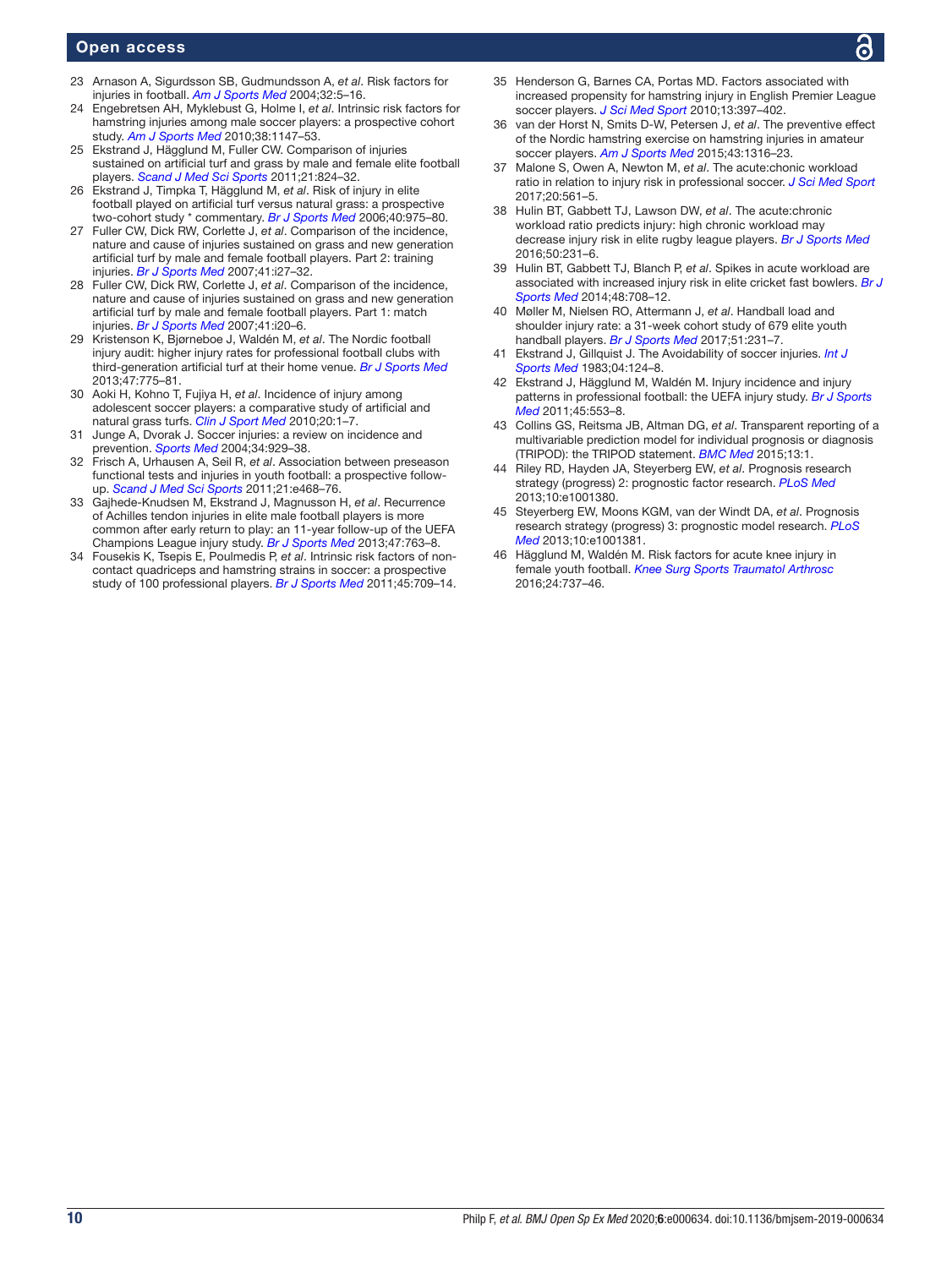23 Arnason A, Sigurdsson SB, Gudmundsson A, *et al*. Risk factors for injuries in football. *Am J Sports Med* 2004;32:5–16.
24 Engebretsen AH, Myklebust G, Holme I, *et al*. Intrinsic risk factors for hamstring injuries among male soccer players: a prospective cohort study. *Am J Sports Med* 2010;38:1147–53.
25 Ekstrand J, Hägglund M, Fuller CW. Comparison of injuries sustained on artificial turf and grass by male and female elite football players. *Scand J Med Sci Sports* 2011;21:824–32.
26 Ekstrand J, Timpka T, Hägglund M, *et al*. Risk of injury in elite football played on artificial turf versus natural grass: a prospective two-cohort study * commentary. *Br J Sports Med* 2006;40:975–80.
27 Fuller CW, Dick RW, Corlette J, *et al*. Comparison of the incidence, nature and cause of injuries sustained on grass and new generation artificial turf by male and female football players. Part 2: training injuries. *Br J Sports Med* 2007;41:i27–32.
28 Fuller CW, Dick RW, Corlette J, *et al*. Comparison of the incidence, nature and cause of injuries sustained on grass and new generation artificial turf by male and female football players. Part 1: match injuries. *Br J Sports Med* 2007;41:i20–6.
29 Kristenson K, Bjørneboe J, Waldén M, *et al*. The Nordic football injury audit: higher injury rates for professional football clubs with third-generation artificial turf at their home venue. *Br J Sports Med* 2013;47:775–81.
30 Aoki H, Kohno T, Fujiya H, *et al*. Incidence of injury among adolescent soccer players: a comparative study of artificial and natural grass turfs. *Clin J Sport Med* 2010;20:1–7.
31 Junge A, Dvorak J. Soccer injuries: a review on incidence and prevention. *Sports Med* 2004;34:929–38.
32 Frisch A, Urhausen A, Seil R, *et al*. Association between preseason functional tests and injuries in youth football: a prospective follow-up. *Scand J Med Sci Sports* 2011;21:e468–76.
33 Gajhede-Knudsen M, Ekstrand J, Magnusson H, *et al*. Recurrence of Achilles tendon injuries in elite male football players is more common after early return to play: an 11-year follow-up of the UEFA Champions League injury study. *Br J Sports Med* 2013;47:763–8.
34 Fousekis K, Tsepis E, Poulmedis P, *et al*. Intrinsic risk factors of non-contact quadriceps and hamstring strains in soccer: a prospective study of 100 professional players. *Br J Sports Med* 2011;45:709–14.
35 Henderson G, Barnes CA, Portas MD. Factors associated with increased propensity for hamstring injury in English Premier League soccer players. *J Sci Med Sport* 2010;13:397–402.
36 van der Horst N, Smits D-W, Petersen J, *et al*. The preventive effect of the Nordic hamstring exercise on hamstring injuries in amateur soccer players. *Am J Sports Med* 2015;43:1316–23.
37 Malone S, Owen A, Newton M, *et al*. The acute:chonic workload ratio in relation to injury risk in professional soccer. *J Sci Med Sport* 2017;20:561–5.
38 Hulin BT, Gabbett TJ, Lawson DW, *et al*. The acute:chronic workload ratio predicts injury: high chronic workload may decrease injury risk in elite rugby league players. *Br J Sports Med* 2016;50:231–6.
39 Hulin BT, Gabbett TJ, Blanch P, *et al*. Spikes in acute workload are associated with increased injury risk in elite cricket fast bowlers. *Br J Sports Med* 2014;48:708–12.
40 Møller M, Nielsen RO, Attermann J, *et al*. Handball load and shoulder injury rate: a 31-week cohort study of 679 elite youth handball players. *Br J Sports Med* 2017;51:231–7.
41 Ekstrand J, Gillquist J. The Avoidability of soccer injuries. *Int J Sports Med* 1983;04:124–8.
42 Ekstrand J, Hägglund M, Waldén M. Injury incidence and injury patterns in professional football: the UEFA injury study. *Br J Sports Med* 2011;45:553–8.
43 Collins GS, Reitsma JB, Altman DG, *et al*. Transparent reporting of a multivariable prediction model for individual prognosis or diagnosis (TRIPOD): the TRIPOD statement. *BMC Med* 2015;13:1.
44 Riley RD, Hayden JA, Steyerberg EW, *et al*. Prognosis research strategy (progress) 2: prognostic factor research. *PLoS Med* 2013;10:e1001380.
45 Steyerberg EW, Moons KGM, van der Windt DA, *et al*. Prognosis research strategy (progress) 3: prognostic model research. *PLoS Med* 2013;10:e1001381.
46 Hägglund M, Waldén M. Risk factors for acute knee injury in female youth football. *Knee Surg Sports Traumatol Arthrosc* 2016;24:737–46.